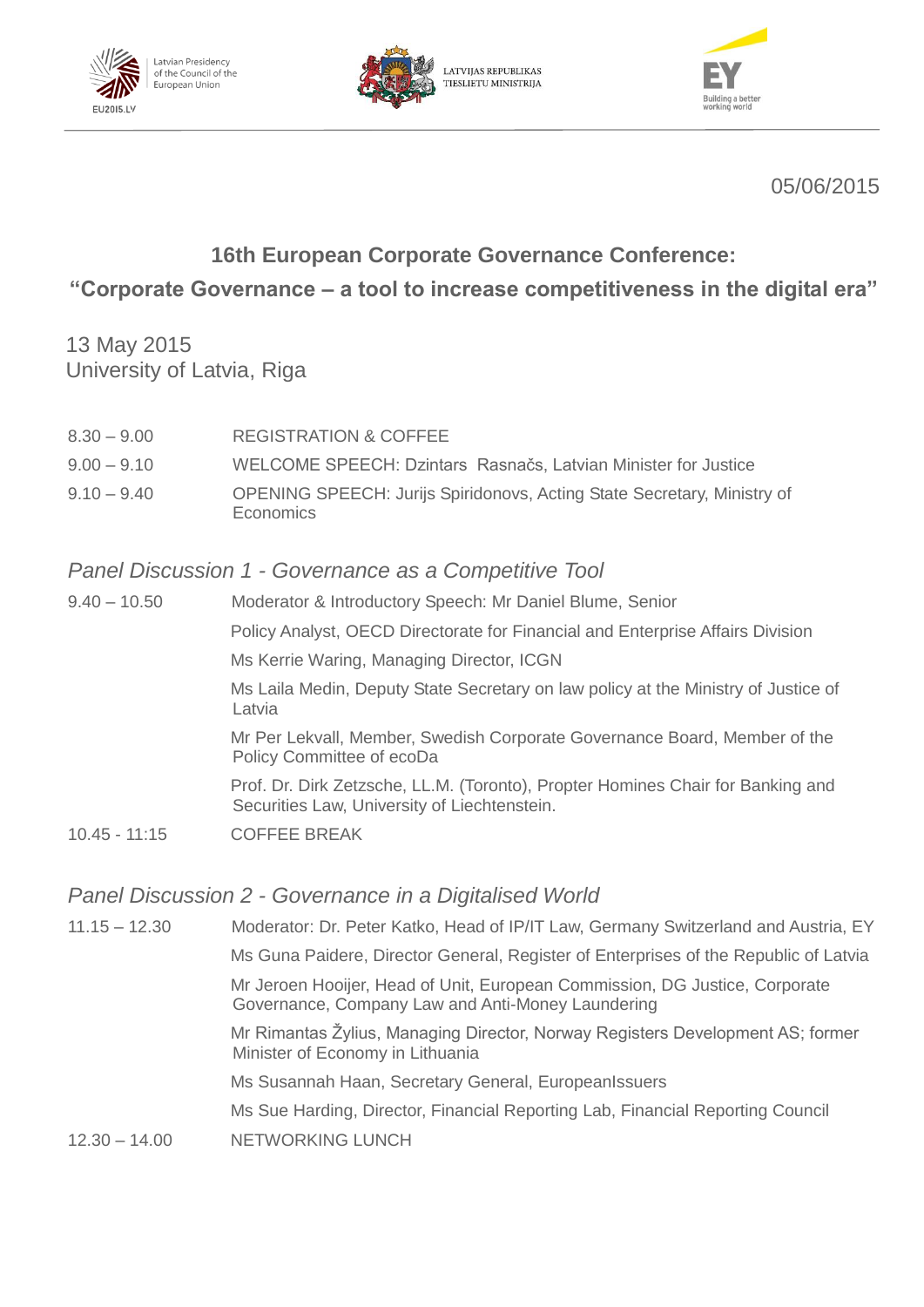Latvian Presidency of the Council of the European Union — EU2015.LV

LATVIJAS REPUBLIKAS TIESLIETU MINISTRIJA

EY — Building a better working world

05/06/2015

## 16th European Corporate Governance Conference:

## "Corporate Governance – a tool to increase competitiveness in the digital era"

13 May 2015
University of Latvia, Riga

| | |
|---|---|
| 8.30 – 9.00 | REGISTRATION & COFFEE |
| 9.00 – 9.10 | WELCOME SPEECH: Dzintars Rasnačs, Latvian Minister for Justice |
| 9.10 – 9.40 | OPENING SPEECH: Jurijs Spiridonovs, Acting State Secretary, Ministry of Economics |

### *Panel Discussion 1 - Governance as a Competitive Tool*

| | |
|---|---|
| 9.40 – 10.50 | Moderator & Introductory Speech: Mr Daniel Blume, Senior Policy Analyst, OECD Directorate for Financial and Enterprise Affairs Division |
| | Ms Kerrie Waring, Managing Director, ICGN |
| | Ms Laila Medin, Deputy State Secretary on law policy at the Ministry of Justice of Latvia |
| | Mr Per Lekvall, Member, Swedish Corporate Governance Board, Member of the Policy Committee of ecoDa |
| | Prof. Dr. Dirk Zetzsche, LL.M. (Toronto), Propter Homines Chair for Banking and Securities Law, University of Liechtenstein. |
| 10.45 - 11:15 | COFFEE BREAK |

### *Panel Discussion 2 - Governance in a Digitalised World*

| | |
|---|---|
| 11.15 – 12.30 | Moderator: Dr. Peter Katko, Head of IP/IT Law, Germany Switzerland and Austria, EY |
| | Ms Guna Paidere, Director General, Register of Enterprises of the Republic of Latvia |
| | Mr Jeroen Hooijer, Head of Unit, European Commission, DG Justice, Corporate Governance, Company Law and Anti-Money Laundering |
| | Mr Rimantas Žylius, Managing Director, Norway Registers Development AS; former Minister of Economy in Lithuania |
| | Ms Susannah Haan, Secretary General, EuropeanIssuers |
| | Ms Sue Harding, Director, Financial Reporting Lab, Financial Reporting Council |
| 12.30 – 14.00 | NETWORKING LUNCH |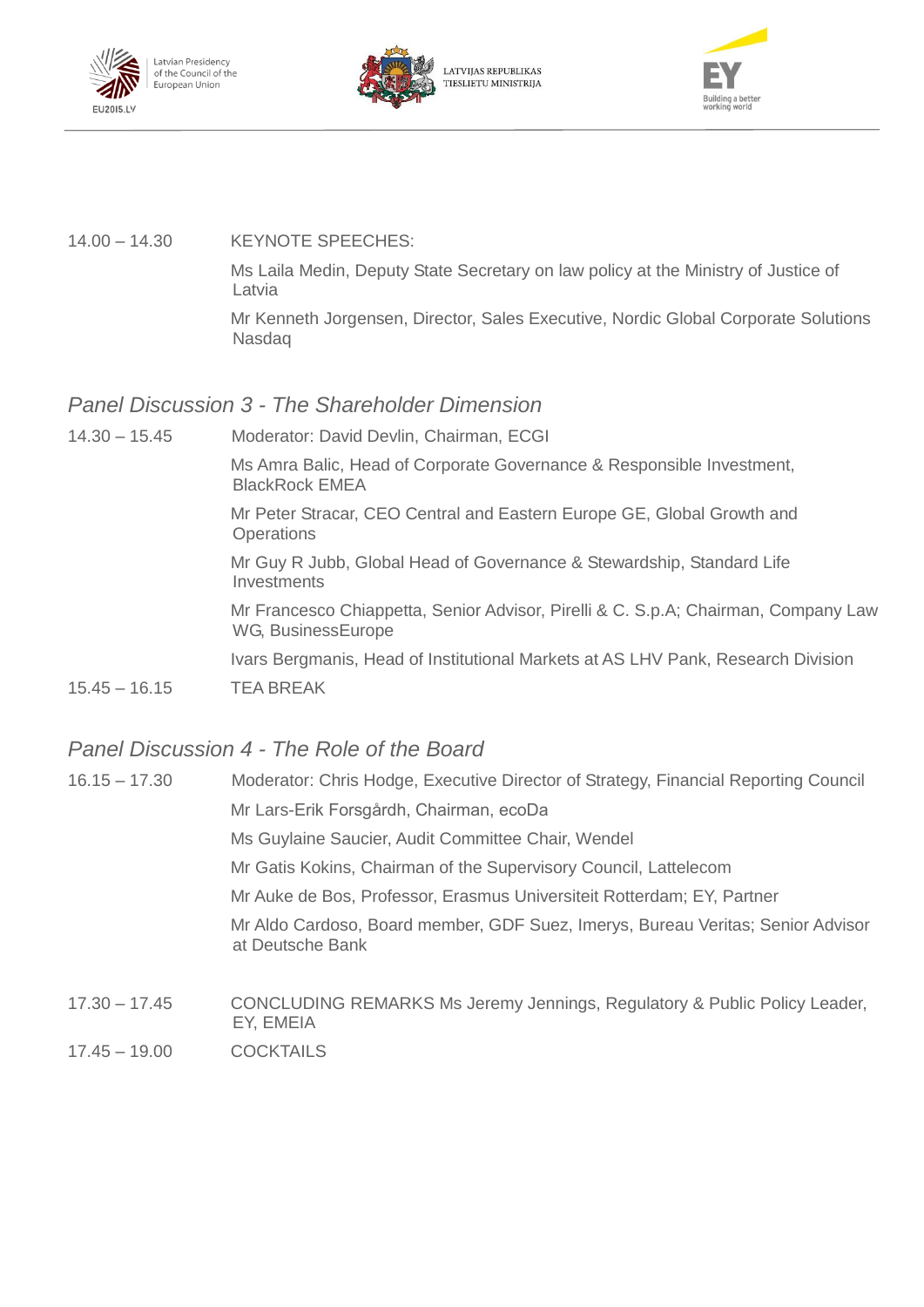14.00 – 14.30 KEYNOTE SPEECHES:

Ms Laila Medin, Deputy State Secretary on law policy at the Ministry of Justice of Latvia

Mr Kenneth Jorgensen, Director, Sales Executive, Nordic Global Corporate Solutions Nasdaq

## *Panel Discussion 3 - The Shareholder Dimension*

14.30 – 15.45 Moderator: David Devlin, Chairman, ECGI

Ms Amra Balic, Head of Corporate Governance & Responsible Investment, BlackRock EMEA

Mr Peter Stracar, CEO Central and Eastern Europe GE, Global Growth and Operations

Mr Guy R Jubb, Global Head of Governance & Stewardship, Standard Life Investments

Mr Francesco Chiappetta, Senior Advisor, Pirelli & C. S.p.A; Chairman, Company Law WG, BusinessEurope

Ivars Bergmanis, Head of Institutional Markets at AS LHV Pank, Research Division

15.45 – 16.15 TEA BREAK

## *Panel Discussion 4 - The Role of the Board*

16.15 – 17.30 Moderator: Chris Hodge, Executive Director of Strategy, Financial Reporting Council

Mr Lars-Erik Forsgårdh, Chairman, ecoDa

Ms Guylaine Saucier, Audit Committee Chair, Wendel

Mr Gatis Kokins, Chairman of the Supervisory Council, Lattelecom

Mr Auke de Bos, Professor, Erasmus Universiteit Rotterdam; EY, Partner

Mr Aldo Cardoso, Board member, GDF Suez, Imerys, Bureau Veritas; Senior Advisor at Deutsche Bank

17.30 – 17.45 CONCLUDING REMARKS Ms Jeremy Jennings, Regulatory & Public Policy Leader, EY, EMEIA

17.45 – 19.00 COCKTAILS